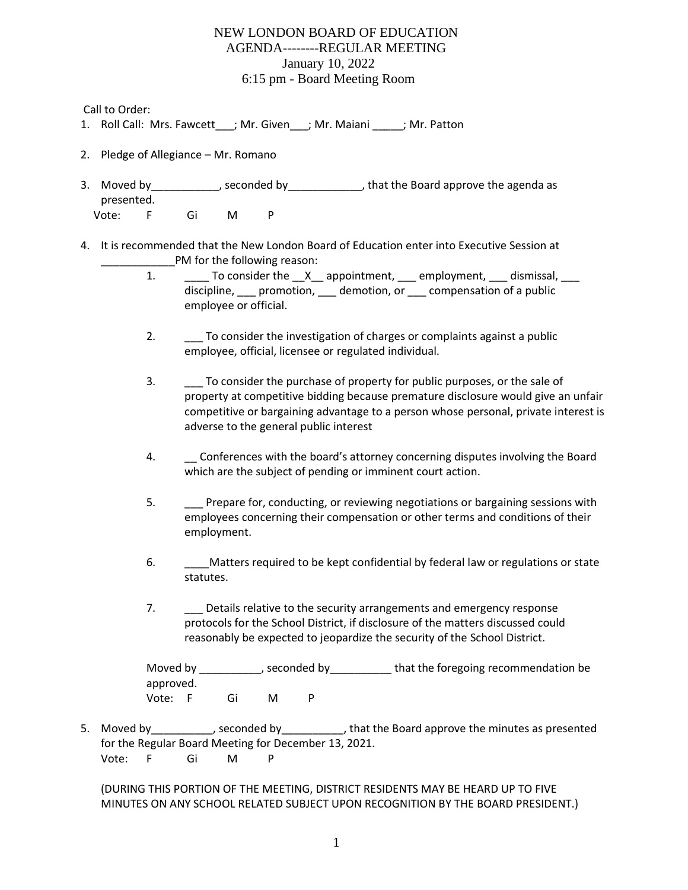# NEW LONDON BOARD OF EDUCATION
## AGENDA--------REGULAR MEETING
### January 10, 2022
### 6:15 pm - Board Meeting Room

Call to Order:

1. Roll Call: Mrs. Fawcett___; Mr. Given___; Mr. Maiani _____; Mr. Patton

2. Pledge of Allegiance – Mr. Romano

3. Moved by___________, seconded by____________, that the Board approve the agenda as presented.
   Vote: F Gi M P

4. It is recommended that the New London Board of Education enter into Executive Session at ____________PM for the following reason:
   1. ____ To consider the __X__ appointment, ___ employment, ___ dismissal, ___ discipline, ___ promotion, ___ demotion, or ___ compensation of a public employee or official.
   2. ___ To consider the investigation of charges or complaints against a public employee, official, licensee or regulated individual.
   3. ___ To consider the purchase of property for public purposes, or the sale of property at competitive bidding because premature disclosure would give an unfair competitive or bargaining advantage to a person whose personal, private interest is adverse to the general public interest
   4. __ Conferences with the board's attorney concerning disputes involving the Board which are the subject of pending or imminent court action.
   5. ___ Prepare for, conducting, or reviewing negotiations or bargaining sessions with employees concerning their compensation or other terms and conditions of their employment.
   6. ____Matters required to be kept confidential by federal law or regulations or state statutes.
   7. ___ Details relative to the security arrangements and emergency response protocols for the School District, if disclosure of the matters discussed could reasonably be expected to jeopardize the security of the School District.

   Moved by __________, seconded by__________ that the foregoing recommendation be approved.
   Vote: F Gi M P

5. Moved by__________, seconded by__________, that the Board approve the minutes as presented for the Regular Board Meeting for December 13, 2021.
   Vote: F Gi M P

   (DURING THIS PORTION OF THE MEETING, DISTRICT RESIDENTS MAY BE HEARD UP TO FIVE MINUTES ON ANY SCHOOL RELATED SUBJECT UPON RECOGNITION BY THE BOARD PRESIDENT.)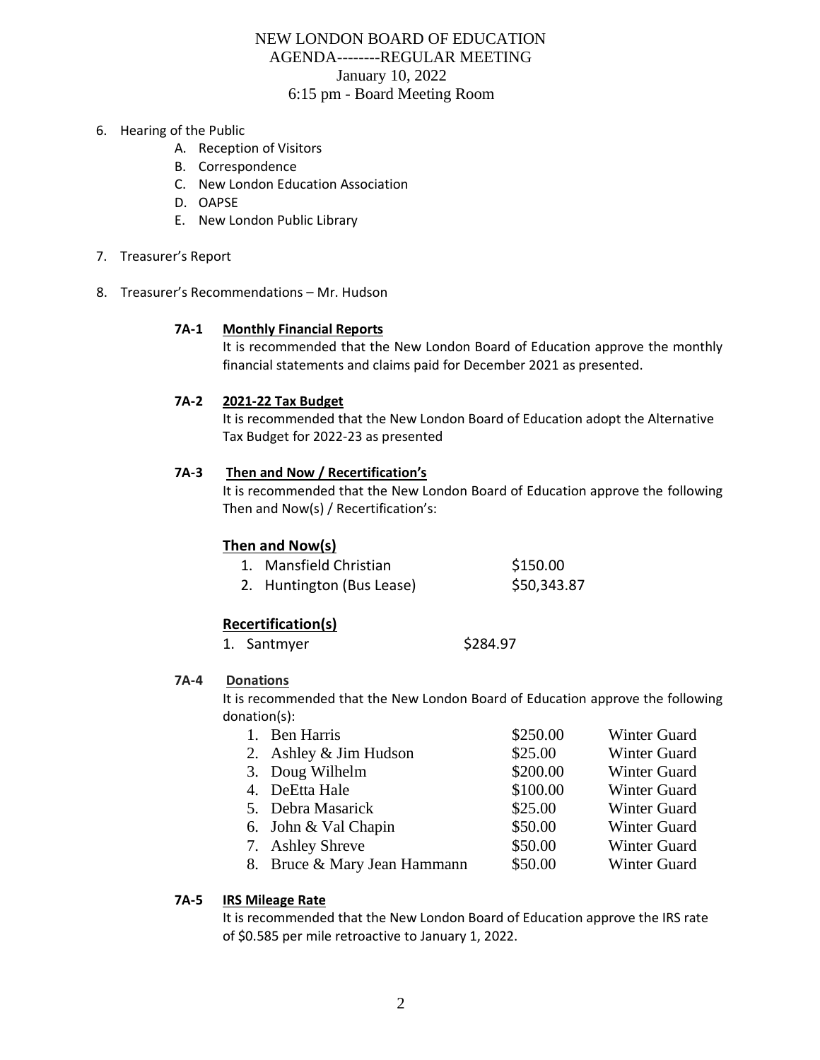# NEW LONDON BOARD OF EDUCATION
## AGENDA--------REGULAR MEETING
### January 10, 2022
### 6:15 pm - Board Meeting Room

6. Hearing of the Public
   - A. Reception of Visitors
   - B. Correspondence
   - C. New London Education Association
   - D. OAPSE
   - E. New London Public Library

7. Treasurer's Report

8. Treasurer's Recommendations – Mr. Hudson

**7A-1 Monthly Financial Reports**

It is recommended that the New London Board of Education approve the monthly financial statements and claims paid for December 2021 as presented.

**7A-2 2021-22 Tax Budget**

It is recommended that the New London Board of Education adopt the Alternative Tax Budget for 2022-23 as presented

**7A-3 Then and Now / Recertification's**

It is recommended that the New London Board of Education approve the following Then and Now(s) / Recertification's:

**Then and Now(s)**

| | |
|---|---|
| 1. Mansfield Christian | $150.00 |
| 2. Huntington (Bus Lease) | $50,343.87 |

**Recertification(s)**

| | |
|---|---|
| 1. Santmyer | $284.97 |

**7A-4 Donations**

It is recommended that the New London Board of Education approve the following donation(s):

| | | |
|---|---|---|
| 1. Ben Harris | $250.00 | Winter Guard |
| 2. Ashley & Jim Hudson | $25.00 | Winter Guard |
| 3. Doug Wilhelm | $200.00 | Winter Guard |
| 4. DeEtta Hale | $100.00 | Winter Guard |
| 5. Debra Masarick | $25.00 | Winter Guard |
| 6. John & Val Chapin | $50.00 | Winter Guard |
| 7. Ashley Shreve | $50.00 | Winter Guard |
| 8. Bruce & Mary Jean Hammann | $50.00 | Winter Guard |

**7A-5 IRS Mileage Rate**

It is recommended that the New London Board of Education approve the IRS rate of $0.585 per mile retroactive to January 1, 2022.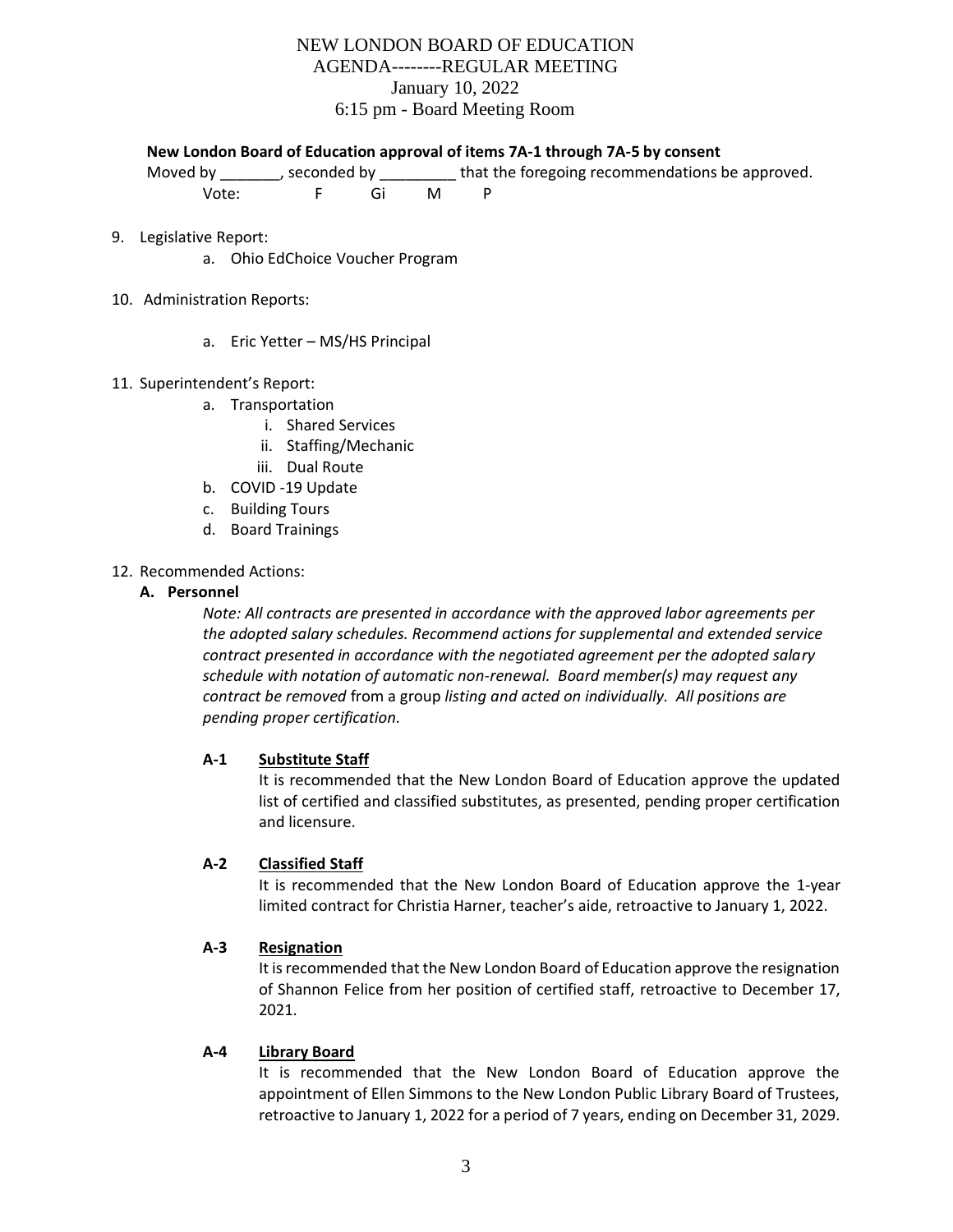NEW LONDON BOARD OF EDUCATION
AGENDA--------REGULAR MEETING
January 10, 2022
6:15 pm - Board Meeting Room

**New London Board of Education approval of items 7A-1 through 7A-5 by consent**

Moved by _______, seconded by _________ that the foregoing recommendations be approved.

Vote: F Gi M P

9. Legislative Report:
   a. Ohio EdChoice Voucher Program

10. Administration Reports:
    a. Eric Yetter – MS/HS Principal

11. Superintendent's Report:
    a. Transportation
       i. Shared Services
       ii. Staffing/Mechanic
       iii. Dual Route
    b. COVID -19 Update
    c. Building Tours
    d. Board Trainings

12. Recommended Actions:

**A. Personnel**

*Note: All contracts are presented in accordance with the approved labor agreements per the adopted salary schedules. Recommend actions for supplemental and extended service contract presented in accordance with the negotiated agreement per the adopted salary schedule with notation of automatic non-renewal. Board member(s) may request any contract be removed* from a group *listing and acted on individually. All positions are pending proper certification.*

**A-1** **Substitute Staff**

It is recommended that the New London Board of Education approve the updated list of certified and classified substitutes, as presented, pending proper certification and licensure.

**A-2** **Classified Staff**

It is recommended that the New London Board of Education approve the 1-year limited contract for Christia Harner, teacher's aide, retroactive to January 1, 2022.

**A-3** **Resignation**

It is recommended that the New London Board of Education approve the resignation of Shannon Felice from her position of certified staff, retroactive to December 17, 2021.

**A-4** **Library Board**

It is recommended that the New London Board of Education approve the appointment of Ellen Simmons to the New London Public Library Board of Trustees, retroactive to January 1, 2022 for a period of 7 years, ending on December 31, 2029.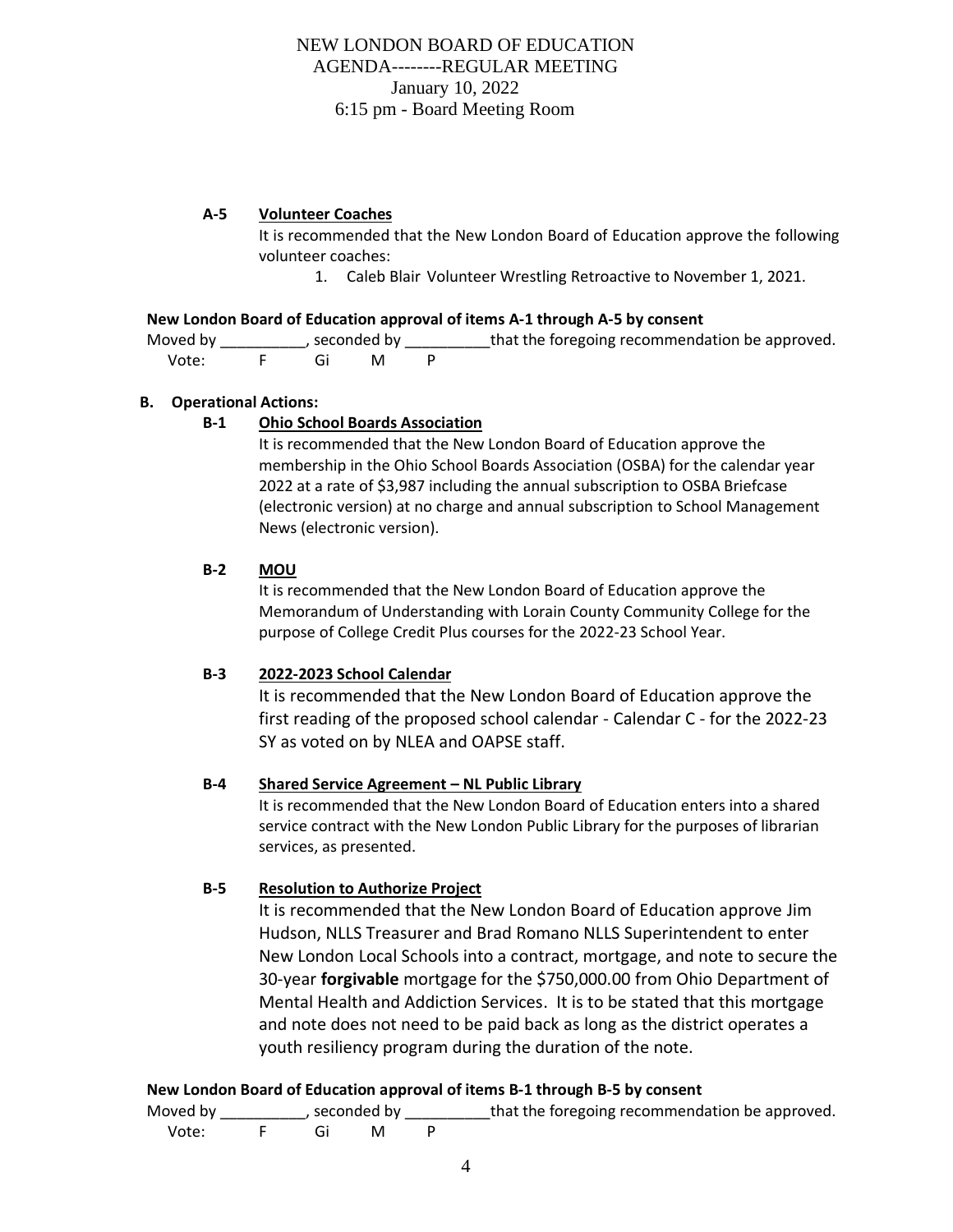NEW LONDON BOARD OF EDUCATION
AGENDA--------REGULAR MEETING
January 10, 2022
6:15 pm - Board Meeting Room

**A-5 Volunteer Coaches**

It is recommended that the New London Board of Education approve the following volunteer coaches:

1. Caleb Blair Volunteer Wrestling Retroactive to November 1, 2021.

**New London Board of Education approval of items A-1 through A-5 by consent**

Moved by __________, seconded by __________that the foregoing recommendation be approved.

Vote: F Gi M P

## B. Operational Actions:

**B-1 Ohio School Boards Association**

It is recommended that the New London Board of Education approve the membership in the Ohio School Boards Association (OSBA) for the calendar year 2022 at a rate of $3,987 including the annual subscription to OSBA Briefcase (electronic version) at no charge and annual subscription to School Management News (electronic version).

**B-2 MOU**

It is recommended that the New London Board of Education approve the Memorandum of Understanding with Lorain County Community College for the purpose of College Credit Plus courses for the 2022-23 School Year.

**B-3 2022-2023 School Calendar**

It is recommended that the New London Board of Education approve the first reading of the proposed school calendar - Calendar C - for the 2022-23 SY as voted on by NLEA and OAPSE staff.

**B-4 Shared Service Agreement – NL Public Library**

It is recommended that the New London Board of Education enters into a shared service contract with the New London Public Library for the purposes of librarian services, as presented.

**B-5 Resolution to Authorize Project**

It is recommended that the New London Board of Education approve Jim Hudson, NLLS Treasurer and Brad Romano NLLS Superintendent to enter New London Local Schools into a contract, mortgage, and note to secure the 30-year **forgivable** mortgage for the $750,000.00 from Ohio Department of Mental Health and Addiction Services. It is to be stated that this mortgage and note does not need to be paid back as long as the district operates a youth resiliency program during the duration of the note.

**New London Board of Education approval of items B-1 through B-5 by consent**

Moved by __________, seconded by __________that the foregoing recommendation be approved.

Vote: F Gi M P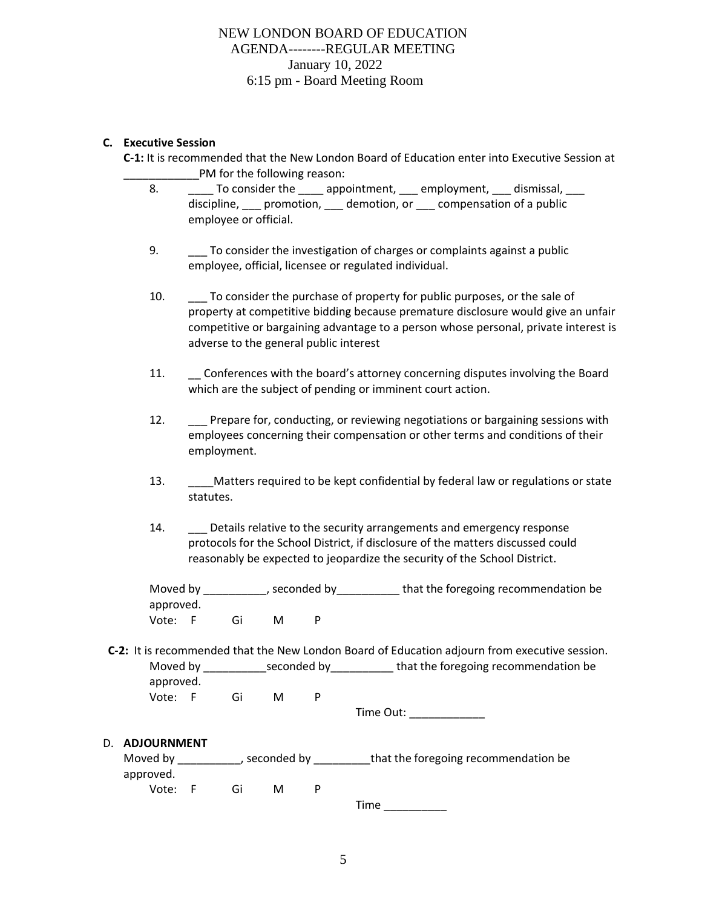NEW LONDON BOARD OF EDUCATION
AGENDA--------REGULAR MEETING
January 10, 2022
6:15 pm - Board Meeting Room

**C. Executive Session**

**C-1:** It is recommended that the New London Board of Education enter into Executive Session at ____________PM for the following reason:

8. ____ To consider the ____ appointment, ___ employment, ___ dismissal, ___ discipline, ___ promotion, ___ demotion, or ___ compensation of a public employee or official.

9. ___ To consider the investigation of charges or complaints against a public employee, official, licensee or regulated individual.

10. ___ To consider the purchase of property for public purposes, or the sale of property at competitive bidding because premature disclosure would give an unfair competitive or bargaining advantage to a person whose personal, private interest is adverse to the general public interest

11. __ Conferences with the board's attorney concerning disputes involving the Board which are the subject of pending or imminent court action.

12. ___ Prepare for, conducting, or reviewing negotiations or bargaining sessions with employees concerning their compensation or other terms and conditions of their employment.

13. ____Matters required to be kept confidential by federal law or regulations or state statutes.

14. ___ Details relative to the security arrangements and emergency response protocols for the School District, if disclosure of the matters discussed could reasonably be expected to jeopardize the security of the School District.

Moved by __________, seconded by__________ that the foregoing recommendation be approved.
Vote: F Gi M P

**C-2:** It is recommended that the New London Board of Education adjourn from executive session.
Moved by __________seconded by__________ that the foregoing recommendation be approved.
Vote: F Gi M P

Time Out: ____________

D. **ADJOURNMENT**

Moved by __________, seconded by _________that the foregoing recommendation be approved.
Vote: F Gi M P

Time __________